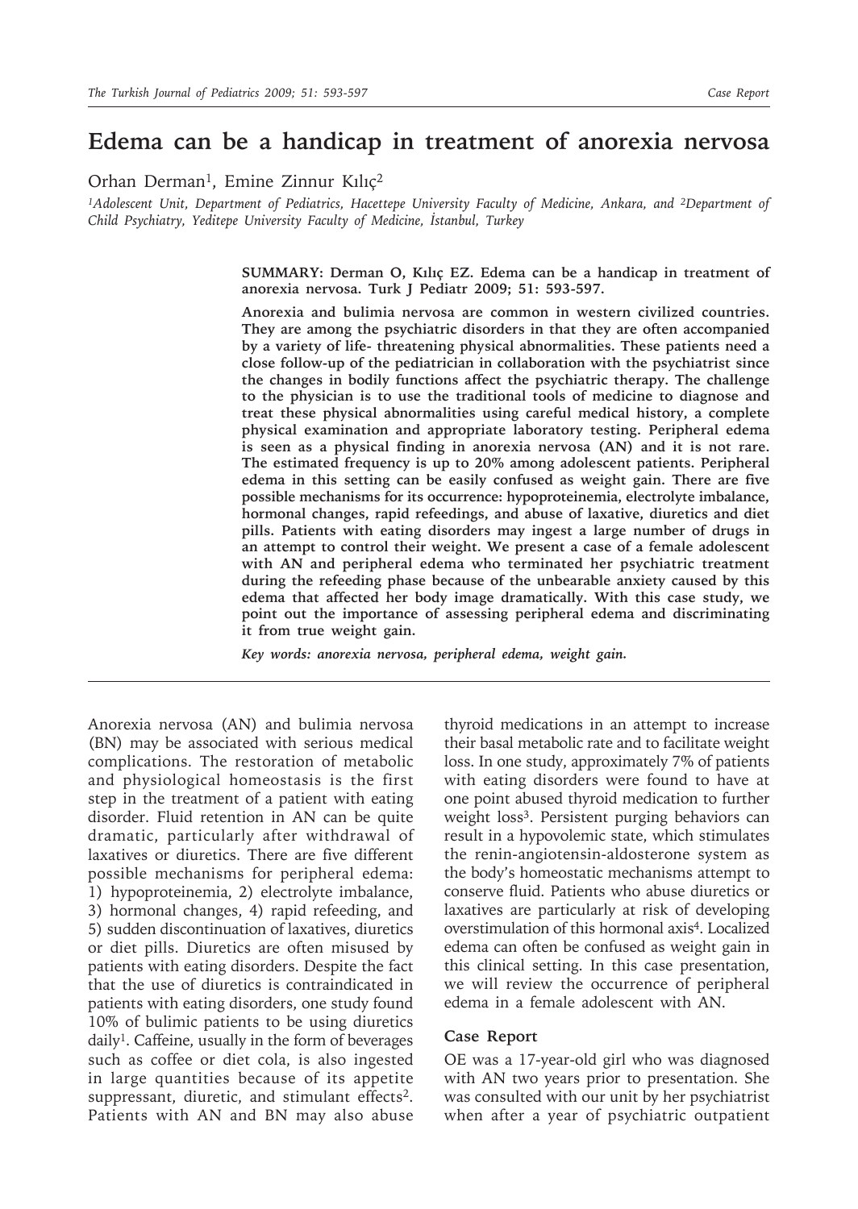# Edema can be a handicap in treatment of anorexia nervosa

Orhan Derman[1], Emine Zinnur Kılıç[2]

*[1]Adolescent Unit, Department of Pediatrics, Hacettepe University Faculty of Medicine, Ankara, and [2]Department of Child Psychiatry, Yeditepe University Faculty of Medicine, İstanbul, Turkey*

**SUMMARY: Derman O, Kılıç EZ. Edema can be a handicap in treatment of anorexia nervosa. Turk J Pediatr 2009; 51: 593-597.**

**Anorexia and bulimia nervosa are common in western civilized countries. They are among the psychiatric disorders in that they are often accompanied by a variety of life- threatening physical abnormalities. These patients need a close follow-up of the pediatrician in collaboration with the psychiatrist since the changes in bodily functions affect the psychiatric therapy. The challenge to the physician is to use the traditional tools of medicine to diagnose and treat these physical abnormalities using careful medical history, a complete physical examination and appropriate laboratory testing. Peripheral edema is seen as a physical finding in anorexia nervosa (AN) and it is not rare. The estimated frequency is up to 20% among adolescent patients. Peripheral edema in this setting can be easily confused as weight gain. There are five possible mechanisms for its occurrence: hypoproteinemia, electrolyte imbalance, hormonal changes, rapid refeedings, and abuse of laxative, diuretics and diet pills. Patients with eating disorders may ingest a large number of drugs in an attempt to control their weight. We present a case of a female adolescent with AN and peripheral edema who terminated her psychiatric treatment during the refeeding phase because of the unbearable anxiety caused by this edema that affected her body image dramatically. With this case study, we point out the importance of assessing peripheral edema and discriminating it from true weight gain.**

***Key words: anorexia nervosa, peripheral edema, weight gain.***

Anorexia nervosa (AN) and bulimia nervosa (BN) may be associated with serious medical complications. The restoration of metabolic and physiological homeostasis is the first step in the treatment of a patient with eating disorder. Fluid retention in AN can be quite dramatic, particularly after withdrawal of laxatives or diuretics. There are five different possible mechanisms for peripheral edema: 1) hypoproteinemia, 2) electrolyte imbalance, 3) hormonal changes, 4) rapid refeeding, and 5) sudden discontinuation of laxatives, diuretics or diet pills. Diuretics are often misused by patients with eating disorders. Despite the fact that the use of diuretics is contraindicated in patients with eating disorders, one study found 10% of bulimic patients to be using diuretics daily[1]. Caffeine, usually in the form of beverages such as coffee or diet cola, is also ingested in large quantities because of its appetite suppressant, diuretic, and stimulant effects[2]. Patients with AN and BN may also abuse thyroid medications in an attempt to increase their basal metabolic rate and to facilitate weight loss. In one study, approximately 7% of patients with eating disorders were found to have at one point abused thyroid medication to further weight loss[3]. Persistent purging behaviors can result in a hypovolemic state, which stimulates the renin-angiotensin-aldosterone system as the body's homeostatic mechanisms attempt to conserve fluid. Patients who abuse diuretics or laxatives are particularly at risk of developing overstimulation of this hormonal axis[4]. Localized edema can often be confused as weight gain in this clinical setting. In this case presentation, we will review the occurrence of peripheral edema in a female adolescent with AN.

## Case Report

OE was a 17-year-old girl who was diagnosed with AN two years prior to presentation. She was consulted with our unit by her psychiatrist when after a year of psychiatric outpatient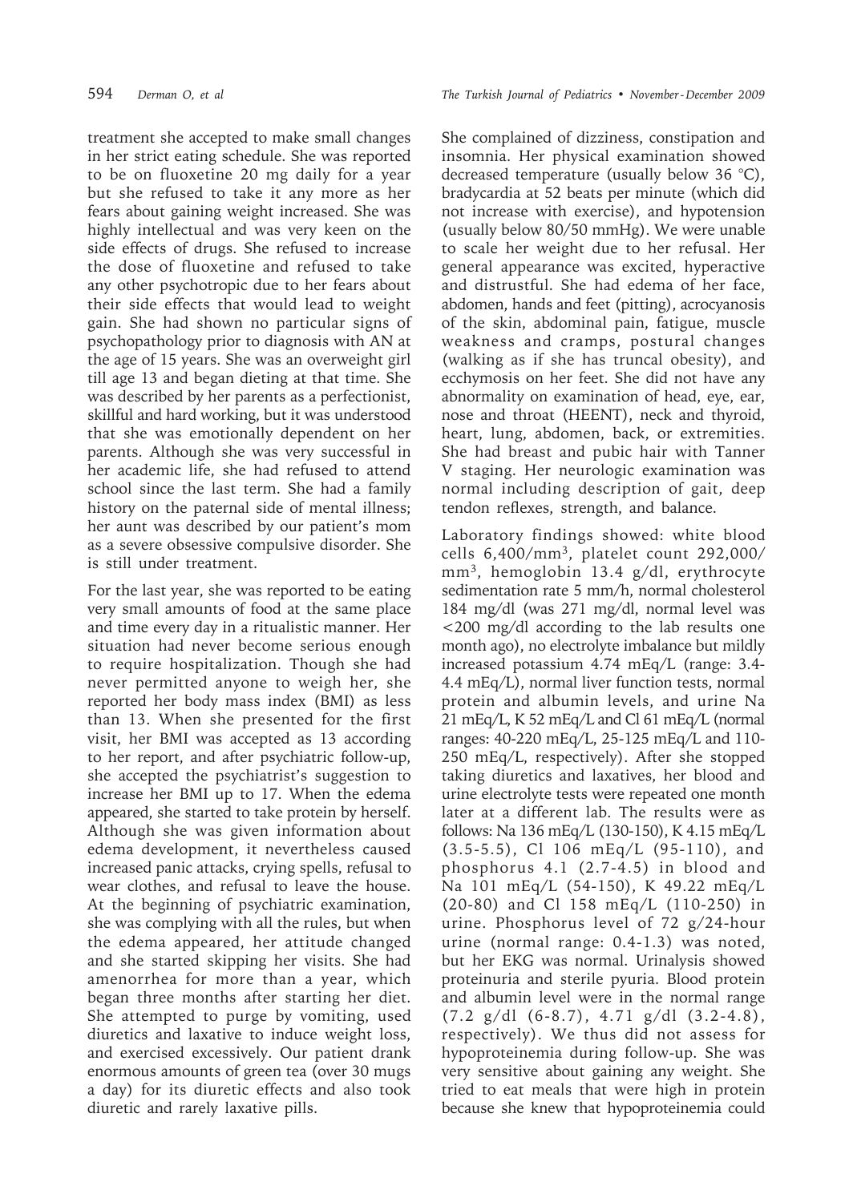treatment she accepted to make small changes in her strict eating schedule. She was reported to be on fluoxetine 20 mg daily for a year but she refused to take it any more as her fears about gaining weight increased. She was highly intellectual and was very keen on the side effects of drugs. She refused to increase the dose of fluoxetine and refused to take any other psychotropic due to her fears about their side effects that would lead to weight gain. She had shown no particular signs of psychopathology prior to diagnosis with AN at the age of 15 years. She was an overweight girl till age 13 and began dieting at that time. She was described by her parents as a perfectionist, skillful and hard working, but it was understood that she was emotionally dependent on her parents. Although she was very successful in her academic life, she had refused to attend school since the last term. She had a family history on the paternal side of mental illness; her aunt was described by our patient's mom as a severe obsessive compulsive disorder. She is still under treatment.

For the last year, she was reported to be eating very small amounts of food at the same place and time every day in a ritualistic manner. Her situation had never become serious enough to require hospitalization. Though she had never permitted anyone to weigh her, she reported her body mass index (BMI) as less than 13. When she presented for the first visit, her BMI was accepted as 13 according to her report, and after psychiatric follow-up, she accepted the psychiatrist's suggestion to increase her BMI up to 17. When the edema appeared, she started to take protein by herself. Although she was given information about edema development, it nevertheless caused increased panic attacks, crying spells, refusal to wear clothes, and refusal to leave the house. At the beginning of psychiatric examination, she was complying with all the rules, but when the edema appeared, her attitude changed and she started skipping her visits. She had amenorrhea for more than a year, which began three months after starting her diet. She attempted to purge by vomiting, used diuretics and laxative to induce weight loss, and exercised excessively. Our patient drank enormous amounts of green tea (over 30 mugs a day) for its diuretic effects and also took diuretic and rarely laxative pills.

She complained of dizziness, constipation and insomnia. Her physical examination showed decreased temperature (usually below 36 °C), bradycardia at 52 beats per minute (which did not increase with exercise), and hypotension (usually below 80/50 mmHg). We were unable to scale her weight due to her refusal. Her general appearance was excited, hyperactive and distrustful. She had edema of her face, abdomen, hands and feet (pitting), acrocyanosis of the skin, abdominal pain, fatigue, muscle weakness and cramps, postural changes (walking as if she has truncal obesity), and ecchymosis on her feet. She did not have any abnormality on examination of head, eye, ear, nose and throat (HEENT), neck and thyroid, heart, lung, abdomen, back, or extremities. She had breast and pubic hair with Tanner V staging. Her neurologic examination was normal including description of gait, deep tendon reflexes, strength, and balance.

Laboratory findings showed: white blood cells 6,400/mm$^3$, platelet count 292,000/mm$^3$, hemoglobin 13.4 g/dl, erythrocyte sedimentation rate 5 mm/h, normal cholesterol 184 mg/dl (was 271 mg/dl, normal level was <200 mg/dl according to the lab results one month ago), no electrolyte imbalance but mildly increased potassium 4.74 mEq/L (range: 3.4-4.4 mEq/L), normal liver function tests, normal protein and albumin levels, and urine Na 21 mEq/L, K 52 mEq/L and Cl 61 mEq/L (normal ranges: 40-220 mEq/L, 25-125 mEq/L and 110-250 mEq/L, respectively). After she stopped taking diuretics and laxatives, her blood and urine electrolyte tests were repeated one month later at a different lab. The results were as follows: Na 136 mEq/L (130-150), K 4.15 mEq/L (3.5-5.5), Cl 106 mEq/L (95-110), and phosphorus 4.1 (2.7-4.5) in blood and Na 101 mEq/L (54-150), K 49.22 mEq/L (20-80) and Cl 158 mEq/L (110-250) in urine. Phosphorus level of 72 g/24-hour urine (normal range: 0.4-1.3) was noted, but her EKG was normal. Urinalysis showed proteinuria and sterile pyuria. Blood protein and albumin level were in the normal range (7.2 g/dl (6-8.7), 4.71 g/dl (3.2-4.8), respectively). We thus did not assess for hypoproteinemia during follow-up. She was very sensitive about gaining any weight. She tried to eat meals that were high in protein because she knew that hypoproteinemia could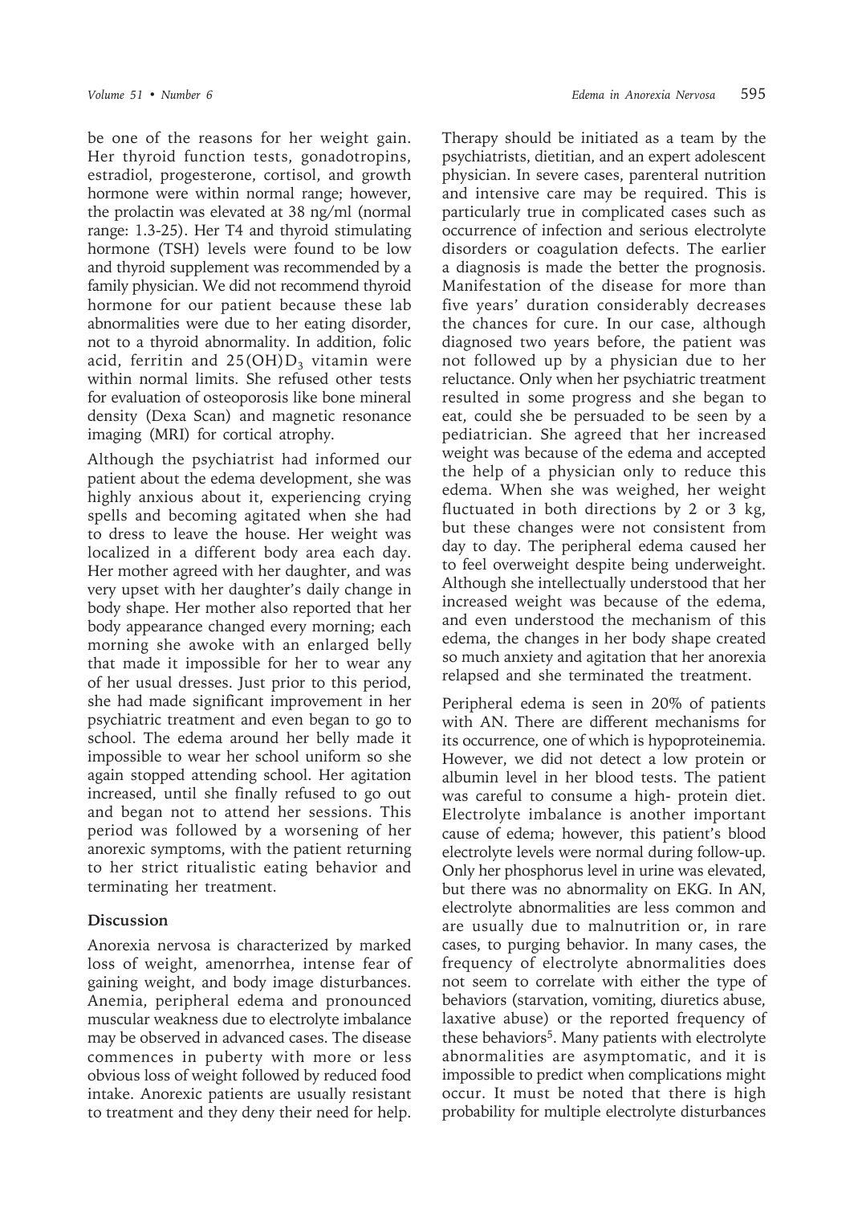be one of the reasons for her weight gain. Her thyroid function tests, gonadotropins, estradiol, progesterone, cortisol, and growth hormone were within normal range; however, the prolactin was elevated at 38 ng/ml (normal range: 1.3-25). Her T4 and thyroid stimulating hormone (TSH) levels were found to be low and thyroid supplement was recommended by a family physician. We did not recommend thyroid hormone for our patient because these lab abnormalities were due to her eating disorder, not to a thyroid abnormality. In addition, folic acid, ferritin and $25(OH)D_3$ vitamin were within normal limits. She refused other tests for evaluation of osteoporosis like bone mineral density (Dexa Scan) and magnetic resonance imaging (MRI) for cortical atrophy.

Although the psychiatrist had informed our patient about the edema development, she was highly anxious about it, experiencing crying spells and becoming agitated when she had to dress to leave the house. Her weight was localized in a different body area each day. Her mother agreed with her daughter, and was very upset with her daughter's daily change in body shape. Her mother also reported that her body appearance changed every morning; each morning she awoke with an enlarged belly that made it impossible for her to wear any of her usual dresses. Just prior to this period, she had made significant improvement in her psychiatric treatment and even began to go to school. The edema around her belly made it impossible to wear her school uniform so she again stopped attending school. Her agitation increased, until she finally refused to go out and began not to attend her sessions. This period was followed by a worsening of her anorexic symptoms, with the patient returning to her strict ritualistic eating behavior and terminating her treatment.

## Discussion

Anorexia nervosa is characterized by marked loss of weight, amenorrhea, intense fear of gaining weight, and body image disturbances. Anemia, peripheral edema and pronounced muscular weakness due to electrolyte imbalance may be observed in advanced cases. The disease commences in puberty with more or less obvious loss of weight followed by reduced food intake. Anorexic patients are usually resistant to treatment and they deny their need for help. Therapy should be initiated as a team by the psychiatrists, dietitian, and an expert adolescent physician. In severe cases, parenteral nutrition and intensive care may be required. This is particularly true in complicated cases such as occurrence of infection and serious electrolyte disorders or coagulation defects. The earlier a diagnosis is made the better the prognosis. Manifestation of the disease for more than five years' duration considerably decreases the chances for cure. In our case, although diagnosed two years before, the patient was not followed up by a physician due to her reluctance. Only when her psychiatric treatment resulted in some progress and she began to eat, could she be persuaded to be seen by a pediatrician. She agreed that her increased weight was because of the edema and accepted the help of a physician only to reduce this edema. When she was weighed, her weight fluctuated in both directions by 2 or 3 kg, but these changes were not consistent from day to day. The peripheral edema caused her to feel overweight despite being underweight. Although she intellectually understood that her increased weight was because of the edema, and even understood the mechanism of this edema, the changes in her body shape created so much anxiety and agitation that her anorexia relapsed and she terminated the treatment.

Peripheral edema is seen in 20% of patients with AN. There are different mechanisms for its occurrence, one of which is hypoproteinemia. However, we did not detect a low protein or albumin level in her blood tests. The patient was careful to consume a high- protein diet. Electrolyte imbalance is another important cause of edema; however, this patient's blood electrolyte levels were normal during follow-up. Only her phosphorus level in urine was elevated, but there was no abnormality on EKG. In AN, electrolyte abnormalities are less common and are usually due to malnutrition or, in rare cases, to purging behavior. In many cases, the frequency of electrolyte abnormalities does not seem to correlate with either the type of behaviors (starvation, vomiting, diuretics abuse, laxative abuse) or the reported frequency of these behaviors[5]. Many patients with electrolyte abnormalities are asymptomatic, and it is impossible to predict when complications might occur. It must be noted that there is high probability for multiple electrolyte disturbances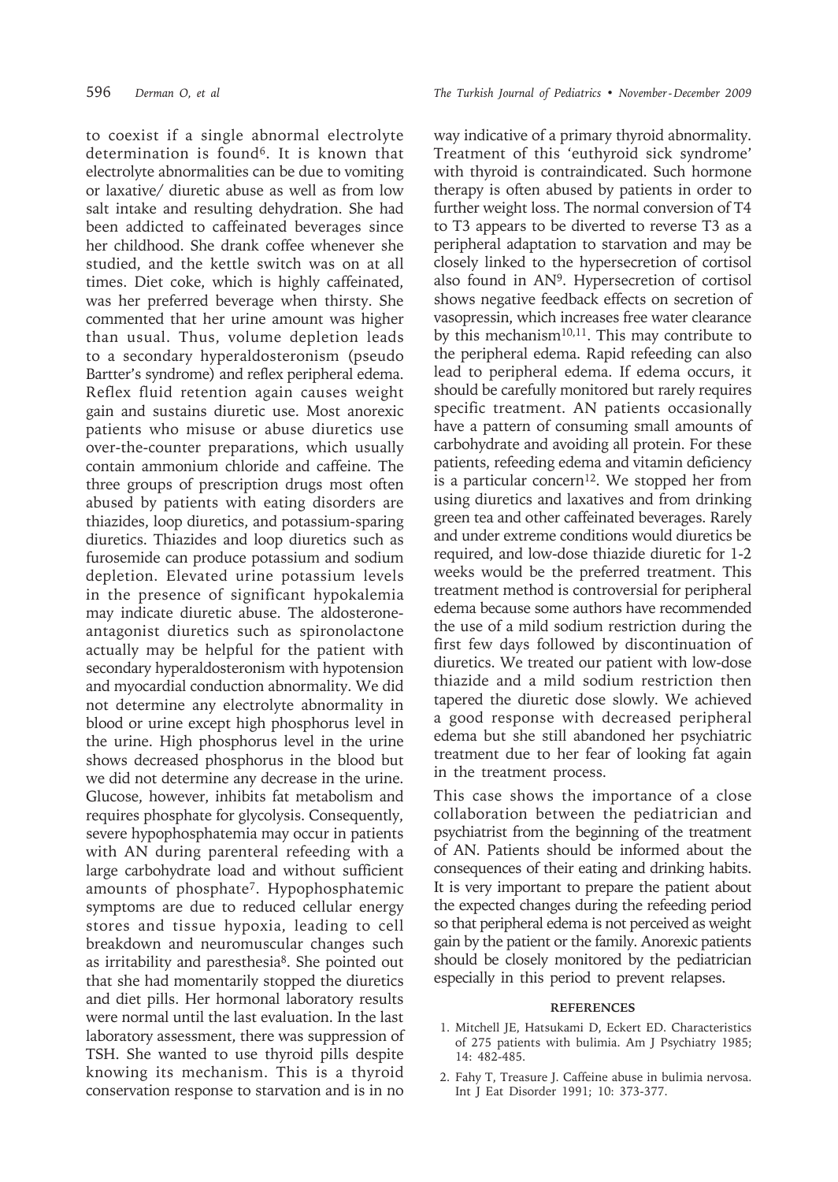to coexist if a single abnormal electrolyte determination is found[6]. It is known that electrolyte abnormalities can be due to vomiting or laxative/ diuretic abuse as well as from low salt intake and resulting dehydration. She had been addicted to caffeinated beverages since her childhood. She drank coffee whenever she studied, and the kettle switch was on at all times. Diet coke, which is highly caffeinated, was her preferred beverage when thirsty. She commented that her urine amount was higher than usual. Thus, volume depletion leads to a secondary hyperaldosteronism (pseudo Bartter's syndrome) and reflex peripheral edema. Reflex fluid retention again causes weight gain and sustains diuretic use. Most anorexic patients who misuse or abuse diuretics use over-the-counter preparations, which usually contain ammonium chloride and caffeine. The three groups of prescription drugs most often abused by patients with eating disorders are thiazides, loop diuretics, and potassium-sparing diuretics. Thiazides and loop diuretics such as furosemide can produce potassium and sodium depletion. Elevated urine potassium levels in the presence of significant hypokalemia may indicate diuretic abuse. The aldosterone-antagonist diuretics such as spironolactone actually may be helpful for the patient with secondary hyperaldosteronism with hypotension and myocardial conduction abnormality. We did not determine any electrolyte abnormality in blood or urine except high phosphorus level in the urine. High phosphorus level in the urine shows decreased phosphorus in the blood but we did not determine any decrease in the urine. Glucose, however, inhibits fat metabolism and requires phosphate for glycolysis. Consequently, severe hypophosphatemia may occur in patients with AN during parenteral refeeding with a large carbohydrate load and without sufficient amounts of phosphate[7]. Hypophosphatemic symptoms are due to reduced cellular energy stores and tissue hypoxia, leading to cell breakdown and neuromuscular changes such as irritability and paresthesia[8]. She pointed out that she had momentarily stopped the diuretics and diet pills. Her hormonal laboratory results were normal until the last evaluation. In the last laboratory assessment, there was suppression of TSH. She wanted to use thyroid pills despite knowing its mechanism. This is a thyroid conservation response to starvation and is in no way indicative of a primary thyroid abnormality. Treatment of this 'euthyroid sick syndrome' with thyroid is contraindicated. Such hormone therapy is often abused by patients in order to further weight loss. The normal conversion of T4 to T3 appears to be diverted to reverse T3 as a peripheral adaptation to starvation and may be closely linked to the hypersecretion of cortisol also found in AN[9]. Hypersecretion of cortisol shows negative feedback effects on secretion of vasopressin, which increases free water clearance by this mechanism[10,11]. This may contribute to the peripheral edema. Rapid refeeding can also lead to peripheral edema. If edema occurs, it should be carefully monitored but rarely requires specific treatment. AN patients occasionally have a pattern of consuming small amounts of carbohydrate and avoiding all protein. For these patients, refeeding edema and vitamin deficiency is a particular concern[12]. We stopped her from using diuretics and laxatives and from drinking green tea and other caffeinated beverages. Rarely and under extreme conditions would diuretics be required, and low-dose thiazide diuretic for 1-2 weeks would be the preferred treatment. This treatment method is controversial for peripheral edema because some authors have recommended the use of a mild sodium restriction during the first few days followed by discontinuation of diuretics. We treated our patient with low-dose thiazide and a mild sodium restriction then tapered the diuretic dose slowly. We achieved a good response with decreased peripheral edema but she still abandoned her psychiatric treatment due to her fear of looking fat again in the treatment process.

This case shows the importance of a close collaboration between the pediatrician and psychiatrist from the beginning of the treatment of AN. Patients should be informed about the consequences of their eating and drinking habits. It is very important to prepare the patient about the expected changes during the refeeding period so that peripheral edema is not perceived as weight gain by the patient or the family. Anorexic patients should be closely monitored by the pediatrician especially in this period to prevent relapses.

## REFERENCES

1. Mitchell JE, Hatsukami D, Eckert ED. Characteristics of 275 patients with bulimia. Am J Psychiatry 1985; 14: 482-485.
2. Fahy T, Treasure J. Caffeine abuse in bulimia nervosa. Int J Eat Disorder 1991; 10: 373-377.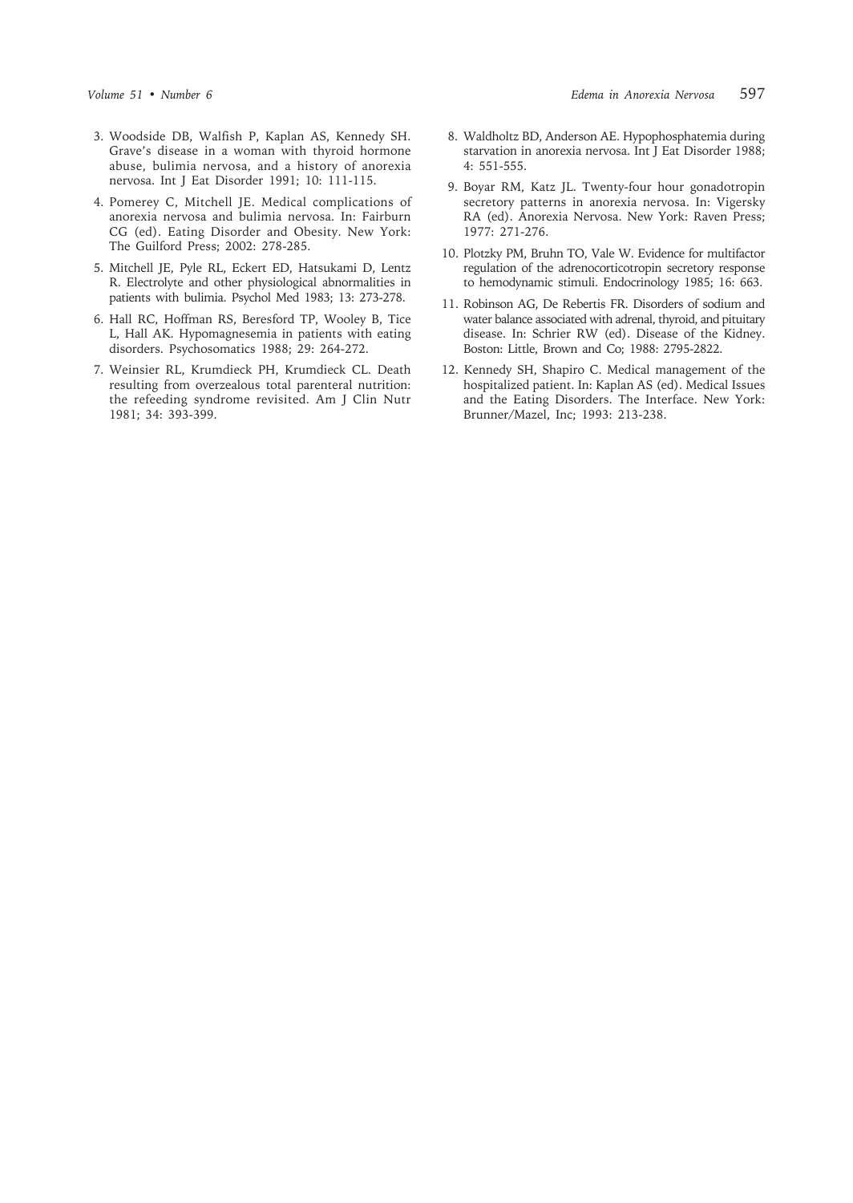3. Woodside DB, Walfish P, Kaplan AS, Kennedy SH. Grave's disease in a woman with thyroid hormone abuse, bulimia nervosa, and a history of anorexia nervosa. Int J Eat Disorder 1991; 10: 111-115.
4. Pomerey C, Mitchell JE. Medical complications of anorexia nervosa and bulimia nervosa. In: Fairburn CG (ed). Eating Disorder and Obesity. New York: The Guilford Press; 2002: 278-285.
5. Mitchell JE, Pyle RL, Eckert ED, Hatsukami D, Lentz R. Electrolyte and other physiological abnormalities in patients with bulimia. Psychol Med 1983; 13: 273-278.
6. Hall RC, Hoffman RS, Beresford TP, Wooley B, Tice L, Hall AK. Hypomagnesemia in patients with eating disorders. Psychosomatics 1988; 29: 264-272.
7. Weinsier RL, Krumdieck PH, Krumdieck CL. Death resulting from overzealous total parenteral nutrition: the refeeding syndrome revisited. Am J Clin Nutr 1981; 34: 393-399.
8. Waldholtz BD, Anderson AE. Hypophosphatemia during starvation in anorexia nervosa. Int J Eat Disorder 1988; 4: 551-555.
9. Boyar RM, Katz JL. Twenty-four hour gonadotropin secretory patterns in anorexia nervosa. In: Vigersky RA (ed). Anorexia Nervosa. New York: Raven Press; 1977: 271-276.
10. Plotzky PM, Bruhn TO, Vale W. Evidence for multifactor regulation of the adrenocorticotropin secretory response to hemodynamic stimuli. Endocrinology 1985; 16: 663.
11. Robinson AG, De Rebertis FR. Disorders of sodium and water balance associated with adrenal, thyroid, and pituitary disease. In: Schrier RW (ed). Disease of the Kidney. Boston: Little, Brown and Co; 1988: 2795-2822.
12. Kennedy SH, Shapiro C. Medical management of the hospitalized patient. In: Kaplan AS (ed). Medical Issues and the Eating Disorders. The Interface. New York: Brunner/Mazel, Inc; 1993: 213-238.